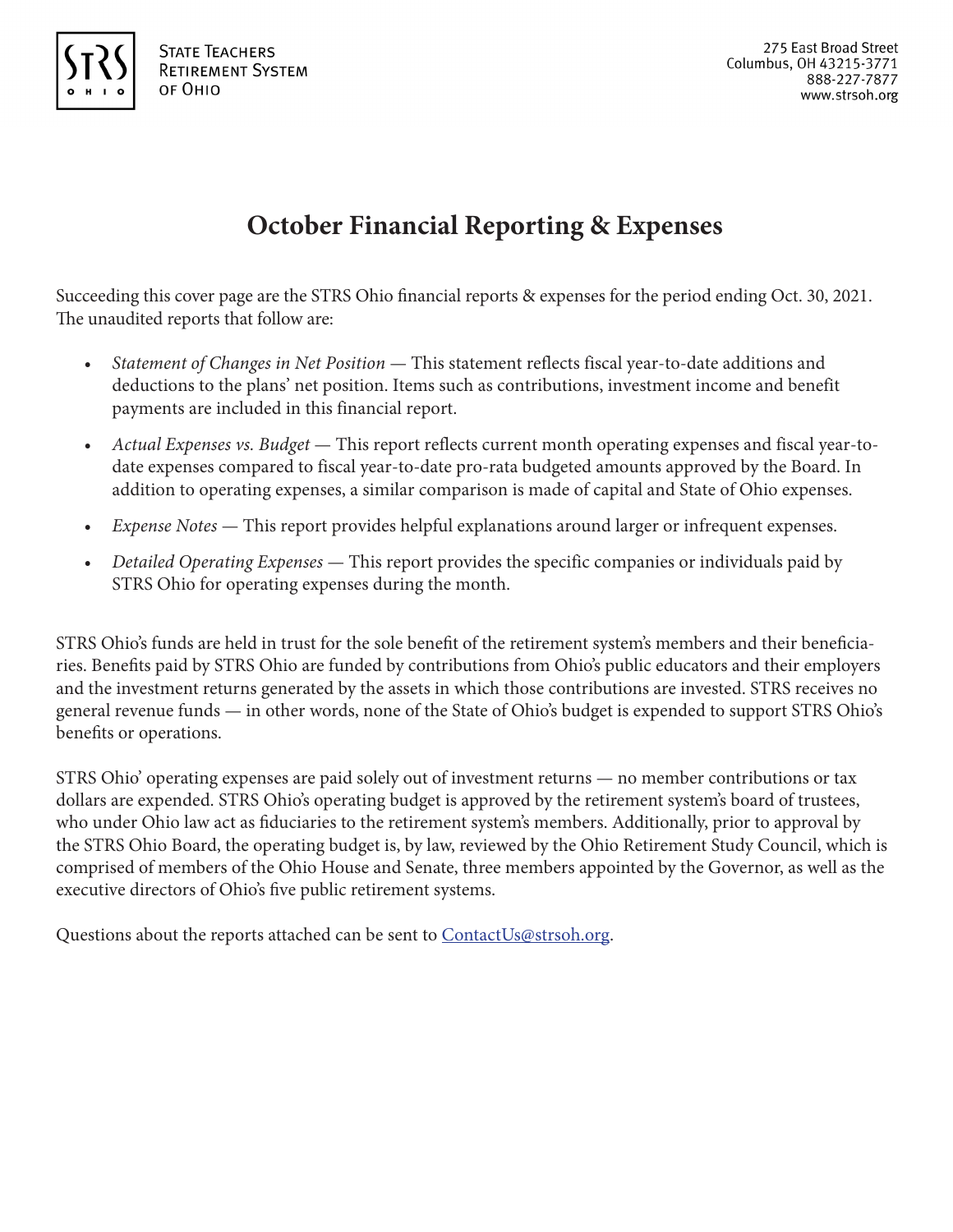State Teachers Retirement System of Ohio

275 East Broad Street
Columbus, OH 43215-3771
888-227-7877
www.strsoh.org

# October Financial Reporting & Expenses

Succeeding this cover page are the STRS Ohio financial reports & expenses for the period ending Oct. 30, 2021. The unaudited reports that follow are:

- *Statement of Changes in Net Position* — This statement reflects fiscal year-to-date additions and deductions to the plans' net position. Items such as contributions, investment income and benefit payments are included in this financial report.
- *Actual Expenses vs. Budget* — This report reflects current month operating expenses and fiscal year-to-date expenses compared to fiscal year-to-date pro-rata budgeted amounts approved by the Board. In addition to operating expenses, a similar comparison is made of capital and State of Ohio expenses.
- *Expense Notes* — This report provides helpful explanations around larger or infrequent expenses.
- *Detailed Operating Expenses* — This report provides the specific companies or individuals paid by STRS Ohio for operating expenses during the month.

STRS Ohio's funds are held in trust for the sole benefit of the retirement system's members and their beneficiaries. Benefits paid by STRS Ohio are funded by contributions from Ohio's public educators and their employers and the investment returns generated by the assets in which those contributions are invested. STRS receives no general revenue funds — in other words, none of the State of Ohio's budget is expended to support STRS Ohio's benefits or operations.

STRS Ohio' operating expenses are paid solely out of investment returns — no member contributions or tax dollars are expended. STRS Ohio's operating budget is approved by the retirement system's board of trustees, who under Ohio law act as fiduciaries to the retirement system's members. Additionally, prior to approval by the STRS Ohio Board, the operating budget is, by law, reviewed by the Ohio Retirement Study Council, which is comprised of members of the Ohio House and Senate, three members appointed by the Governor, as well as the executive directors of Ohio's five public retirement systems.

Questions about the reports attached can be sent to ContactUs@strsoh.org.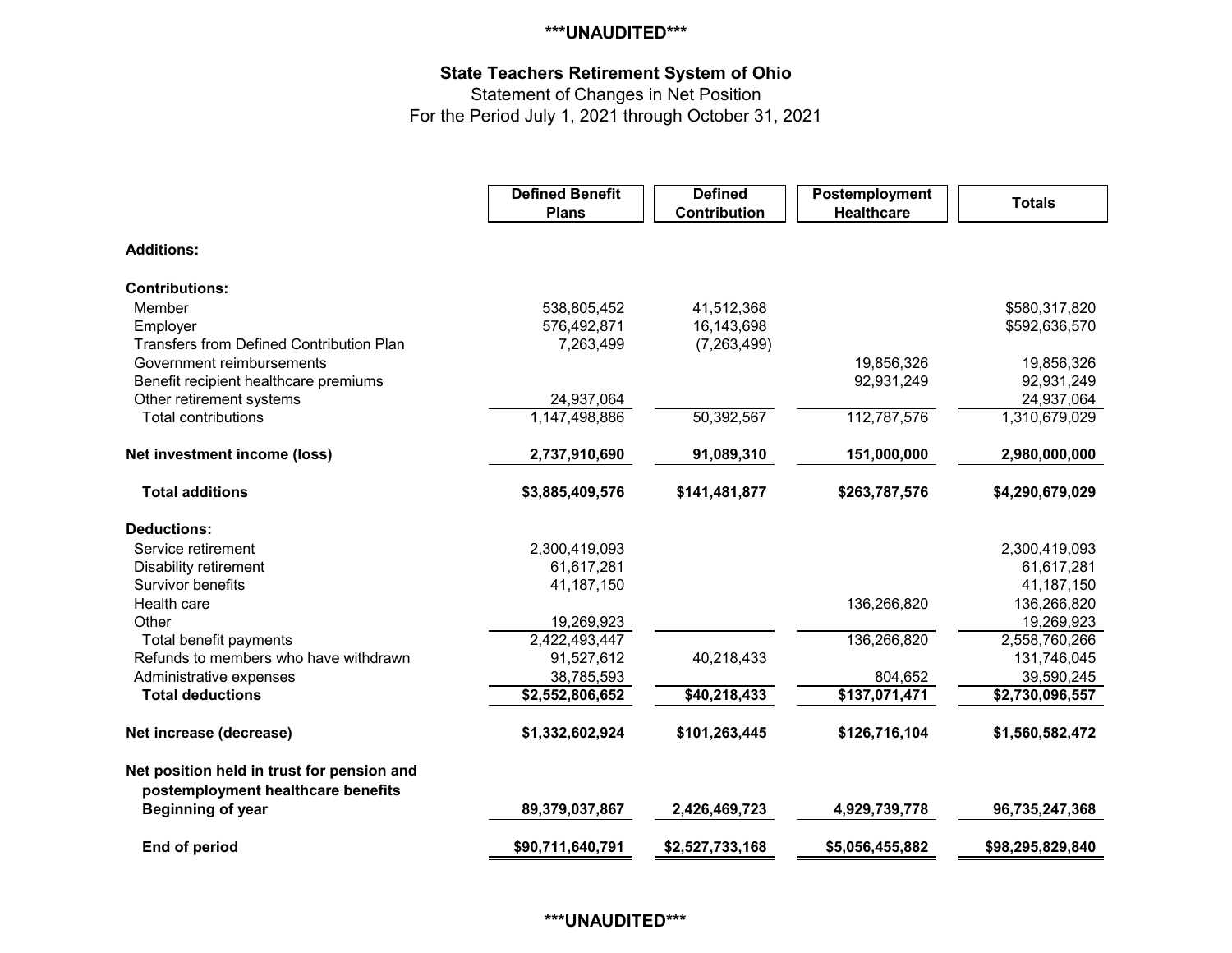***UNAUDITED***

## State Teachers Retirement System of Ohio

Statement of Changes in Net Position

For the Period July 1, 2021 through October 31, 2021

| | Defined Benefit Plans | Defined Contribution | Postemployment Healthcare | Totals |
|---|---|---|---|---|
| **Additions:** | | | | |
| **Contributions:** | | | | |
| Member | 538,805,452 | 41,512,368 | | $580,317,820 |
| Employer | 576,492,871 | 16,143,698 | | $592,636,570 |
| Transfers from Defined Contribution Plan | 7,263,499 | (7,263,499) | | |
| Government reimbursements | | | 19,856,326 | 19,856,326 |
| Benefit recipient healthcare premiums | | | 92,931,249 | 92,931,249 |
| Other retirement systems | 24,937,064 | | | 24,937,064 |
| Total contributions | 1,147,498,886 | 50,392,567 | 112,787,576 | 1,310,679,029 |
| **Net investment income (loss)** | **2,737,910,690** | **91,089,310** | **151,000,000** | **2,980,000,000** |
| **Total additions** | **$3,885,409,576** | **$141,481,877** | **$263,787,576** | **$4,290,679,029** |
| **Deductions:** | | | | |
| Service retirement | 2,300,419,093 | | | 2,300,419,093 |
| Disability retirement | 61,617,281 | | | 61,617,281 |
| Survivor benefits | 41,187,150 | | | 41,187,150 |
| Health care | | | 136,266,820 | 136,266,820 |
| Other | 19,269,923 | | | 19,269,923 |
| Total benefit payments | 2,422,493,447 | | 136,266,820 | 2,558,760,266 |
| Refunds to members who have withdrawn | 91,527,612 | 40,218,433 | | 131,746,045 |
| Administrative expenses | 38,785,593 | | 804,652 | 39,590,245 |
| **Total deductions** | **$2,552,806,652** | **$40,218,433** | **$137,071,471** | **$2,730,096,557** |
| **Net increase (decrease)** | **$1,332,602,924** | **$101,263,445** | **$126,716,104** | **$1,560,582,472** |
| **Net position held in trust for pension and postemployment healthcare benefits Beginning of year** | **89,379,037,867** | **2,426,469,723** | **4,929,739,778** | **96,735,247,368** |
| **End of period** | **$90,711,640,791** | **$2,527,733,168** | **$5,056,455,882** | **$98,295,829,840** |

***UNAUDITED***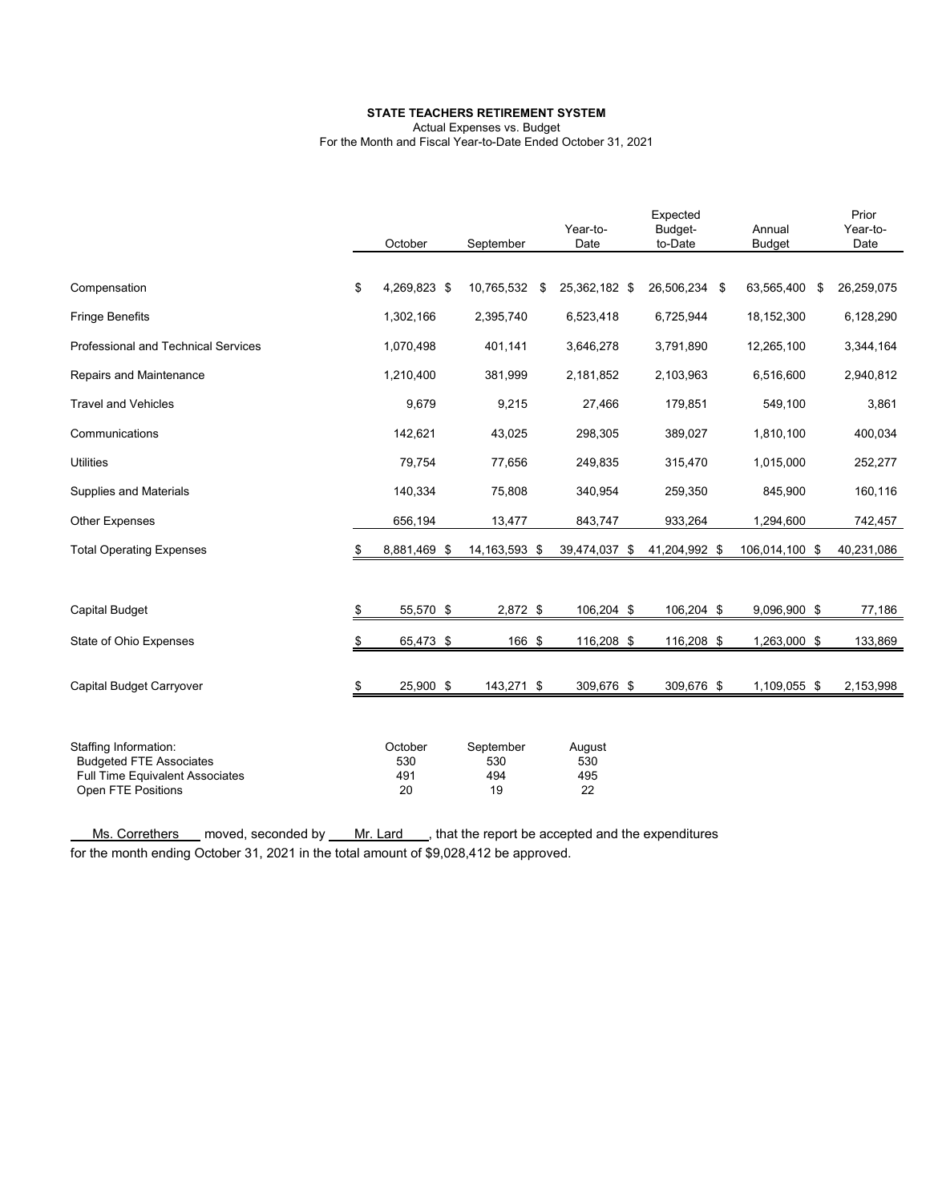**STATE TEACHERS RETIREMENT SYSTEM**

Actual Expenses vs. Budget

For the Month and Fiscal Year-to-Date Ended October 31, 2021

| | October | September | Year-to-Date | Expected Budget-to-Date | Annual Budget | Prior Year-to-Date |
|---|---|---|---|---|---|---|
| Compensation | $ 4,269,823 | $ 10,765,532 | $ 25,362,182 | $ 26,506,234 | $ 63,565,400 | $ 26,259,075 |
| Fringe Benefits | 1,302,166 | 2,395,740 | 6,523,418 | 6,725,944 | 18,152,300 | 6,128,290 |
| Professional and Technical Services | 1,070,498 | 401,141 | 3,646,278 | 3,791,890 | 12,265,100 | 3,344,164 |
| Repairs and Maintenance | 1,210,400 | 381,999 | 2,181,852 | 2,103,963 | 6,516,600 | 2,940,812 |
| Travel and Vehicles | 9,679 | 9,215 | 27,466 | 179,851 | 549,100 | 3,861 |
| Communications | 142,621 | 43,025 | 298,305 | 389,027 | 1,810,100 | 400,034 |
| Utilities | 79,754 | 77,656 | 249,835 | 315,470 | 1,015,000 | 252,277 |
| Supplies and Materials | 140,334 | 75,808 | 340,954 | 259,350 | 845,900 | 160,116 |
| Other Expenses | 656,194 | 13,477 | 843,747 | 933,264 | 1,294,600 | 742,457 |
| Total Operating Expenses | $ 8,881,469 | $ 14,163,593 | $ 39,474,037 | $ 41,204,992 | $ 106,014,100 | $ 40,231,086 |
| Capital Budget | $ 55,570 | $ 2,872 | $ 106,204 | $ 106,204 | $ 9,096,900 | $ 77,186 |
| State of Ohio Expenses | $ 65,473 | $ 166 | $ 116,208 | $ 116,208 | $ 1,263,000 | $ 133,869 |
| Capital Budget Carryover | $ 25,900 | $ 143,271 | $ 309,676 | $ 309,676 | $ 1,109,055 | $ 2,153,998 |

| Staffing Information: | October | September | August |
|---|---|---|---|
| Budgeted FTE Associates | 530 | 530 | 530 |
| Full Time Equivalent Associates | 491 | 494 | 495 |
| Open FTE Positions | 20 | 19 | 22 |

Ms. Correthers moved, seconded by Mr. Lard, that the report be accepted and the expenditures for the month ending October 31, 2021 in the total amount of $9,028,412 be approved.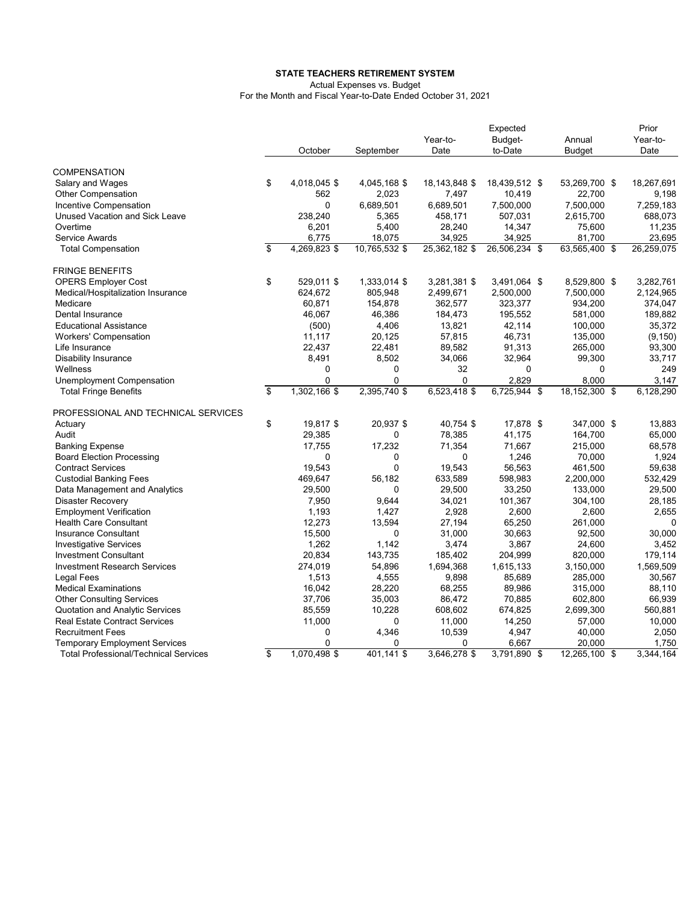**STATE TEACHERS RETIREMENT SYSTEM**

Actual Expenses vs. Budget

For the Month and Fiscal Year-to-Date Ended October 31, 2021

| | October | September | Year-to-Date | Expected Budget-to-Date | Annual Budget | Prior Year-to-Date |
|---|---|---|---|---|---|---|
| COMPENSATION | | | | | | |
| Salary and Wages | $ 4,018,045 | $ 4,045,168 | $ 18,143,848 | $ 18,439,512 | $ 53,269,700 | $ 18,267,691 |
| Other Compensation | 562 | 2,023 | 7,497 | 10,419 | 22,700 | 9,198 |
| Incentive Compensation | 0 | 6,689,501 | 6,689,501 | 7,500,000 | 7,500,000 | 7,259,183 |
| Unused Vacation and Sick Leave | 238,240 | 5,365 | 458,171 | 507,031 | 2,615,700 | 688,073 |
| Overtime | 6,201 | 5,400 | 28,240 | 14,347 | 75,600 | 11,235 |
| Service Awards | 6,775 | 18,075 | 34,925 | 34,925 | 81,700 | 23,695 |
| Total Compensation | $ 4,269,823 | $ 10,765,532 | $ 25,362,182 | $ 26,506,234 | $ 63,565,400 | $ 26,259,075 |
| FRINGE BENEFITS | | | | | | |
| OPERS Employer Cost | $ 529,011 | $ 1,333,014 | $ 3,281,381 | $ 3,491,064 | $ 8,529,800 | $ 3,282,761 |
| Medical/Hospitalization Insurance | 624,672 | 805,948 | 2,499,671 | 2,500,000 | 7,500,000 | 2,124,965 |
| Medicare | 60,871 | 154,878 | 362,577 | 323,377 | 934,200 | 374,047 |
| Dental Insurance | 46,067 | 46,386 | 184,473 | 195,552 | 581,000 | 189,882 |
| Educational Assistance | (500) | 4,406 | 13,821 | 42,114 | 100,000 | 35,372 |
| Workers' Compensation | 11,117 | 20,125 | 57,815 | 46,731 | 135,000 | (9,150) |
| Life Insurance | 22,437 | 22,481 | 89,582 | 91,313 | 265,000 | 93,300 |
| Disability Insurance | 8,491 | 8,502 | 34,066 | 32,964 | 99,300 | 33,717 |
| Wellness | 0 | 0 | 32 | 0 | 0 | 249 |
| Unemployment Compensation | 0 | 0 | 0 | 2,829 | 8,000 | 3,147 |
| Total Fringe Benefits | $ 1,302,166 | $ 2,395,740 | $ 6,523,418 | $ 6,725,944 | $ 18,152,300 | $ 6,128,290 |
| PROFESSIONAL AND TECHNICAL SERVICES | | | | | | |
| Actuary | $ 19,817 | $ 20,937 | $ 40,754 | $ 17,878 | $ 347,000 | $ 13,883 |
| Audit | 29,385 | 0 | 78,385 | 41,175 | 164,700 | 65,000 |
| Banking Expense | 17,755 | 17,232 | 71,354 | 71,667 | 215,000 | 68,578 |
| Board Election Processing | 0 | 0 | 0 | 1,246 | 70,000 | 1,924 |
| Contract Services | 19,543 | 0 | 19,543 | 56,563 | 461,500 | 59,638 |
| Custodial Banking Fees | 469,647 | 56,182 | 633,589 | 598,983 | 2,200,000 | 532,429 |
| Data Management and Analytics | 29,500 | 0 | 29,500 | 33,250 | 133,000 | 29,500 |
| Disaster Recovery | 7,950 | 9,644 | 34,021 | 101,367 | 304,100 | 28,185 |
| Employment Verification | 1,193 | 1,427 | 2,928 | 2,600 | 2,600 | 2,655 |
| Health Care Consultant | 12,273 | 13,594 | 27,194 | 65,250 | 261,000 | 0 |
| Insurance Consultant | 15,500 | 0 | 31,000 | 30,663 | 92,500 | 30,000 |
| Investigative Services | 1,262 | 1,142 | 3,474 | 3,867 | 24,600 | 3,452 |
| Investment Consultant | 20,834 | 143,735 | 185,402 | 204,999 | 820,000 | 179,114 |
| Investment Research Services | 274,019 | 54,896 | 1,694,368 | 1,615,133 | 3,150,000 | 1,569,509 |
| Legal Fees | 1,513 | 4,555 | 9,898 | 85,689 | 285,000 | 30,567 |
| Medical Examinations | 16,042 | 28,220 | 68,255 | 89,986 | 315,000 | 88,110 |
| Other Consulting Services | 37,706 | 35,003 | 86,472 | 70,885 | 602,800 | 66,939 |
| Quotation and Analytic Services | 85,559 | 10,228 | 608,602 | 674,825 | 2,699,300 | 560,881 |
| Real Estate Contract Services | 11,000 | 0 | 11,000 | 14,250 | 57,000 | 10,000 |
| Recruitment Fees | 0 | 4,346 | 10,539 | 4,947 | 40,000 | 2,050 |
| Temporary Employment Services | 0 | 0 | 0 | 6,667 | 20,000 | 1,750 |
| Total Professional/Technical Services | $ 1,070,498 | $ 401,141 | $ 3,646,278 | $ 3,791,890 | $ 12,265,100 | $ 3,344,164 |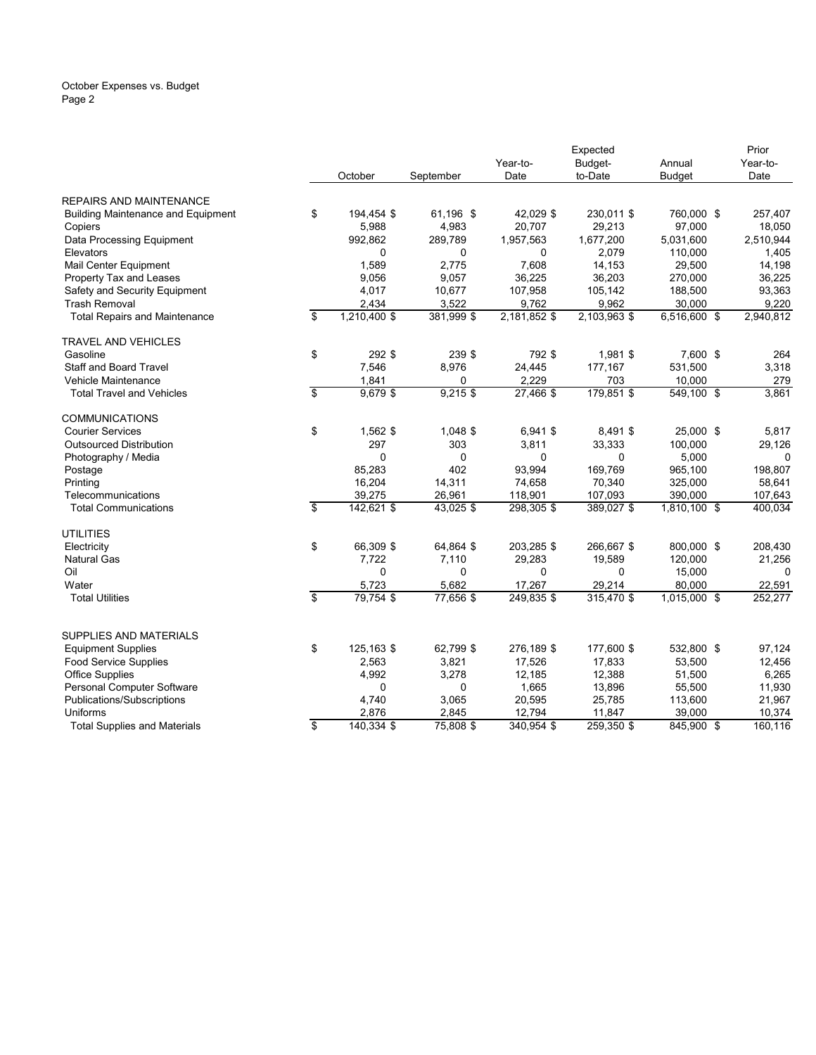October Expenses vs. Budget
Page 2

| | October | September | Year-to-Date | Expected Budget-to-Date | Annual Budget | Prior Year-to-Date |
|---|---|---|---|---|---|---|
| **REPAIRS AND MAINTENANCE** | | | | | | |
| Building Maintenance and Equipment | $ 194,454 | $ 61,196 | $ 42,029 | $ 230,011 | $ 760,000 | $ 257,407 |
| Copiers | 5,988 | 4,983 | 20,707 | 29,213 | 97,000 | 18,050 |
| Data Processing Equipment | 992,862 | 289,789 | 1,957,563 | 1,677,200 | 5,031,600 | 2,510,944 |
| Elevators | 0 | 0 | 0 | 2,079 | 110,000 | 1,405 |
| Mail Center Equipment | 1,589 | 2,775 | 7,608 | 14,153 | 29,500 | 14,198 |
| Property Tax and Leases | 9,056 | 9,057 | 36,225 | 36,203 | 270,000 | 36,225 |
| Safety and Security Equipment | 4,017 | 10,677 | 107,958 | 105,142 | 188,500 | 93,363 |
| Trash Removal | 2,434 | 3,522 | 9,762 | 9,962 | 30,000 | 9,220 |
| Total Repairs and Maintenance | $ 1,210,400 | $ 381,999 | $ 2,181,852 | $ 2,103,963 | $ 6,516,600 | $ 2,940,812 |
| **TRAVEL AND VEHICLES** | | | | | | |
| Gasoline | $ 292 | $ 239 | $ 792 | $ 1,981 | $ 7,600 | $ 264 |
| Staff and Board Travel | 7,546 | 8,976 | 24,445 | 177,167 | 531,500 | 3,318 |
| Vehicle Maintenance | 1,841 | 0 | 2,229 | 703 | 10,000 | 279 |
| Total Travel and Vehicles | $ 9,679 | $ 9,215 | $ 27,466 | $ 179,851 | $ 549,100 | $ 3,861 |
| **COMMUNICATIONS** | | | | | | |
| Courier Services | $ 1,562 | $ 1,048 | $ 6,941 | $ 8,491 | $ 25,000 | $ 5,817 |
| Outsourced Distribution | 297 | 303 | 3,811 | 33,333 | 100,000 | 29,126 |
| Photography / Media | 0 | 0 | 0 | 0 | 5,000 | 0 |
| Postage | 85,283 | 402 | 93,994 | 169,769 | 965,100 | 198,807 |
| Printing | 16,204 | 14,311 | 74,658 | 70,340 | 325,000 | 58,641 |
| Telecommunications | 39,275 | 26,961 | 118,901 | 107,093 | 390,000 | 107,643 |
| Total Communications | $ 142,621 | $ 43,025 | $ 298,305 | $ 389,027 | $ 1,810,100 | $ 400,034 |
| **UTILITIES** | | | | | | |
| Electricity | $ 66,309 | $ 64,864 | $ 203,285 | $ 266,667 | $ 800,000 | $ 208,430 |
| Natural Gas | 7,722 | 7,110 | 29,283 | 19,589 | 120,000 | 21,256 |
| Oil | 0 | 0 | 0 | 0 | 15,000 | 0 |
| Water | 5,723 | 5,682 | 17,267 | 29,214 | 80,000 | 22,591 |
| Total Utilities | $ 79,754 | $ 77,656 | $ 249,835 | $ 315,470 | $ 1,015,000 | $ 252,277 |
| **SUPPLIES AND MATERIALS** | | | | | | |
| Equipment Supplies | $ 125,163 | $ 62,799 | $ 276,189 | $ 177,600 | $ 532,800 | $ 97,124 |
| Food Service Supplies | 2,563 | 3,821 | 17,526 | 17,833 | 53,500 | 12,456 |
| Office Supplies | 4,992 | 3,278 | 12,185 | 12,388 | 51,500 | 6,265 |
| Personal Computer Software | 0 | 0 | 1,665 | 13,896 | 55,500 | 11,930 |
| Publications/Subscriptions | 4,740 | 3,065 | 20,595 | 25,785 | 113,600 | 21,967 |
| Uniforms | 2,876 | 2,845 | 12,794 | 11,847 | 39,000 | 10,374 |
| Total Supplies and Materials | $ 140,334 | $ 75,808 | $ 340,954 | $ 259,350 | $ 845,900 | $ 160,116 |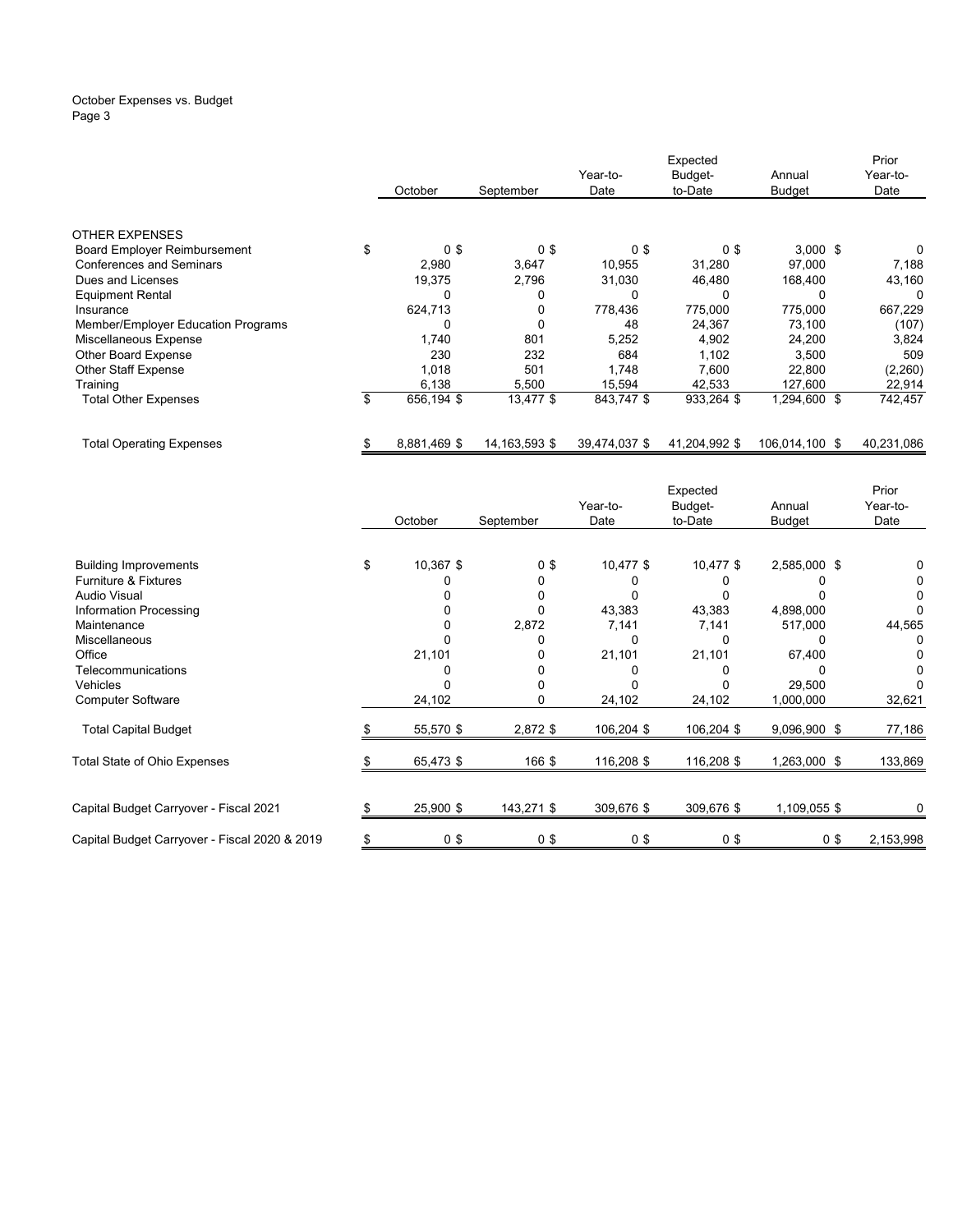October Expenses vs. Budget
Page 3

| | October | September | Year-to-Date | Expected Budget-to-Date | Annual Budget | Prior Year-to-Date |
|---|---|---|---|---|---|---|
| OTHER EXPENSES | | | | | | |
| Board Employer Reimbursement | $ 0 | $ 0 | $ 0 | $ 0 | $ 3,000 | $ 0 |
| Conferences and Seminars | 2,980 | 3,647 | 10,955 | 31,280 | 97,000 | 7,188 |
| Dues and Licenses | 19,375 | 2,796 | 31,030 | 46,480 | 168,400 | 43,160 |
| Equipment Rental | 0 | 0 | 0 | 0 | 0 | 0 |
| Insurance | 624,713 | 0 | 778,436 | 775,000 | 775,000 | 667,229 |
| Member/Employer Education Programs | 0 | 0 | 48 | 24,367 | 73,100 | (107) |
| Miscellaneous Expense | 1,740 | 801 | 5,252 | 4,902 | 24,200 | 3,824 |
| Other Board Expense | 230 | 232 | 684 | 1,102 | 3,500 | 509 |
| Other Staff Expense | 1,018 | 501 | 1,748 | 7,600 | 22,800 | (2,260) |
| Training | 6,138 | 5,500 | 15,594 | 42,533 | 127,600 | 22,914 |
| Total Other Expenses | $ 656,194 | $ 13,477 | $ 843,747 | $ 933,264 | $ 1,294,600 | $ 742,457 |
| | | | | | | |
| Total Operating Expenses | $ 8,881,469 | $ 14,163,593 | $ 39,474,037 | $ 41,204,992 | $ 106,014,100 | $ 40,231,086 |

| | October | September | Year-to-Date | Expected Budget-to-Date | Annual Budget | Prior Year-to-Date |
|---|---|---|---|---|---|---|
| Building Improvements | $ 10,367 | $ 0 | $ 10,477 | $ 10,477 | $ 2,585,000 | $ 0 |
| Furniture & Fixtures | 0 | 0 | 0 | 0 | 0 | 0 |
| Audio Visual | 0 | 0 | 0 | 0 | 0 | 0 |
| Information Processing | 0 | 0 | 43,383 | 43,383 | 4,898,000 | 0 |
| Maintenance | 0 | 2,872 | 7,141 | 7,141 | 517,000 | 44,565 |
| Miscellaneous | 0 | 0 | 0 | 0 | 0 | 0 |
| Office | 21,101 | 0 | 21,101 | 21,101 | 67,400 | 0 |
| Telecommunications | 0 | 0 | 0 | 0 | 0 | 0 |
| Vehicles | 0 | 0 | 0 | 0 | 29,500 | 0 |
| Computer Software | 24,102 | 0 | 24,102 | 24,102 | 1,000,000 | 32,621 |
| Total Capital Budget | $ 55,570 | $ 2,872 | $ 106,204 | $ 106,204 | $ 9,096,900 | $ 77,186 |
| Total State of Ohio Expenses | $ 65,473 | $ 166 | $ 116,208 | $ 116,208 | $ 1,263,000 | $ 133,869 |
| Capital Budget Carryover - Fiscal 2021 | $ 25,900 | $ 143,271 | $ 309,676 | $ 309,676 | $ 1,109,055 | $ 0 |
| Capital Budget Carryover - Fiscal 2020 & 2019 | $ 0 | $ 0 | $ 0 | $ 0 | $ 0 | $ 2,153,998 |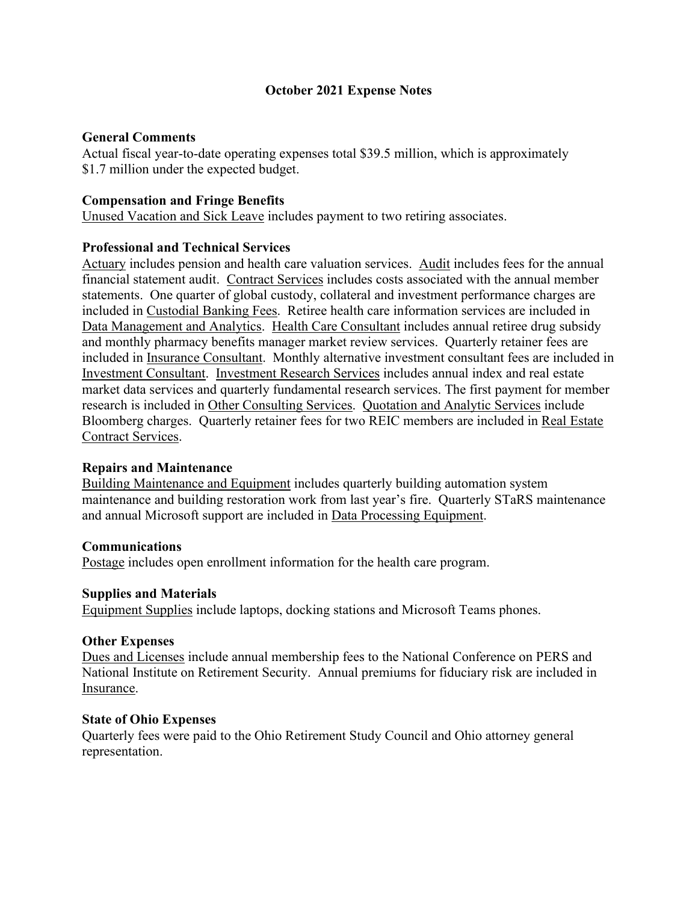# October 2021 Expense Notes

## General Comments

Actual fiscal year-to-date operating expenses total $39.5 million, which is approximately $1.7 million under the expected budget.

## Compensation and Fringe Benefits

Unused Vacation and Sick Leave includes payment to two retiring associates.

## Professional and Technical Services

Actuary includes pension and health care valuation services. Audit includes fees for the annual financial statement audit. Contract Services includes costs associated with the annual member statements. One quarter of global custody, collateral and investment performance charges are included in Custodial Banking Fees. Retiree health care information services are included in Data Management and Analytics. Health Care Consultant includes annual retiree drug subsidy and monthly pharmacy benefits manager market review services. Quarterly retainer fees are included in Insurance Consultant. Monthly alternative investment consultant fees are included in Investment Consultant. Investment Research Services includes annual index and real estate market data services and quarterly fundamental research services. The first payment for member research is included in Other Consulting Services. Quotation and Analytic Services include Bloomberg charges. Quarterly retainer fees for two REIC members are included in Real Estate Contract Services.

## Repairs and Maintenance

Building Maintenance and Equipment includes quarterly building automation system maintenance and building restoration work from last year's fire. Quarterly STaRS maintenance and annual Microsoft support are included in Data Processing Equipment.

## Communications

Postage includes open enrollment information for the health care program.

## Supplies and Materials

Equipment Supplies include laptops, docking stations and Microsoft Teams phones.

## Other Expenses

Dues and Licenses include annual membership fees to the National Conference on PERS and National Institute on Retirement Security. Annual premiums for fiduciary risk are included in Insurance.

## State of Ohio Expenses

Quarterly fees were paid to the Ohio Retirement Study Council and Ohio attorney general representation.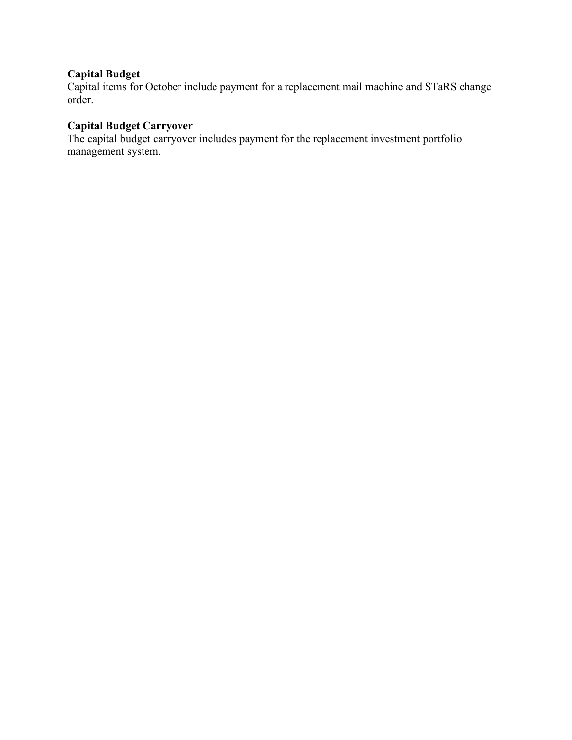**Capital Budget**
Capital items for October include payment for a replacement mail machine and STaRS change order.

**Capital Budget Carryover**
The capital budget carryover includes payment for the replacement investment portfolio management system.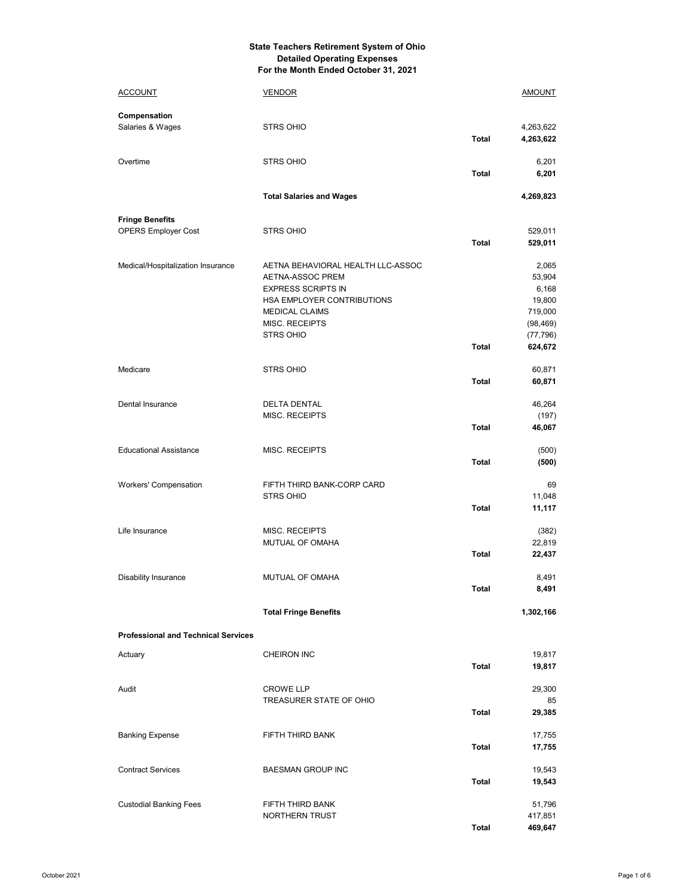**State Teachers Retirement System of Ohio**
**Detailed Operating Expenses**
**For the Month Ended October 31, 2021**

| ACCOUNT | VENDOR | | AMOUNT |
|---|---|---|---|
| **Compensation** | | | |
| Salaries & Wages | STRS OHIO | | 4,263,622 |
| | | **Total** | **4,263,622** |
| Overtime | STRS OHIO | | 6,201 |
| | | **Total** | **6,201** |
| | **Total Salaries and Wages** | | **4,269,823** |
| **Fringe Benefits** | | | |
| OPERS Employer Cost | STRS OHIO | | 529,011 |
| | | **Total** | **529,011** |
| Medical/Hospitalization Insurance | AETNA BEHAVIORAL HEALTH LLC-ASSOC | | 2,065 |
| | AETNA-ASSOC PREM | | 53,904 |
| | EXPRESS SCRIPTS IN | | 6,168 |
| | HSA EMPLOYER CONTRIBUTIONS | | 19,800 |
| | MEDICAL CLAIMS | | 719,000 |
| | MISC. RECEIPTS | | (98,469) |
| | STRS OHIO | | (77,796) |
| | | **Total** | **624,672** |
| Medicare | STRS OHIO | | 60,871 |
| | | **Total** | **60,871** |
| Dental Insurance | DELTA DENTAL | | 46,264 |
| | MISC. RECEIPTS | | (197) |
| | | **Total** | **46,067** |
| Educational Assistance | MISC. RECEIPTS | | (500) |
| | | **Total** | **(500)** |
| Workers' Compensation | FIFTH THIRD BANK-CORP CARD | | 69 |
| | STRS OHIO | | 11,048 |
| | | **Total** | **11,117** |
| Life Insurance | MISC. RECEIPTS | | (382) |
| | MUTUAL OF OMAHA | | 22,819 |
| | | **Total** | **22,437** |
| Disability Insurance | MUTUAL OF OMAHA | | 8,491 |
| | | **Total** | **8,491** |
| | **Total Fringe Benefits** | | **1,302,166** |
| **Professional and Technical Services** | | | |
| Actuary | CHEIRON INC | | 19,817 |
| | | **Total** | **19,817** |
| Audit | CROWE LLP | | 29,300 |
| | TREASURER STATE OF OHIO | | 85 |
| | | **Total** | **29,385** |
| Banking Expense | FIFTH THIRD BANK | | 17,755 |
| | | **Total** | **17,755** |
| Contract Services | BAESMAN GROUP INC | | 19,543 |
| | | **Total** | **19,543** |
| Custodial Banking Fees | FIFTH THIRD BANK | | 51,796 |
| | NORTHERN TRUST | | 417,851 |
| | | **Total** | **469,647** |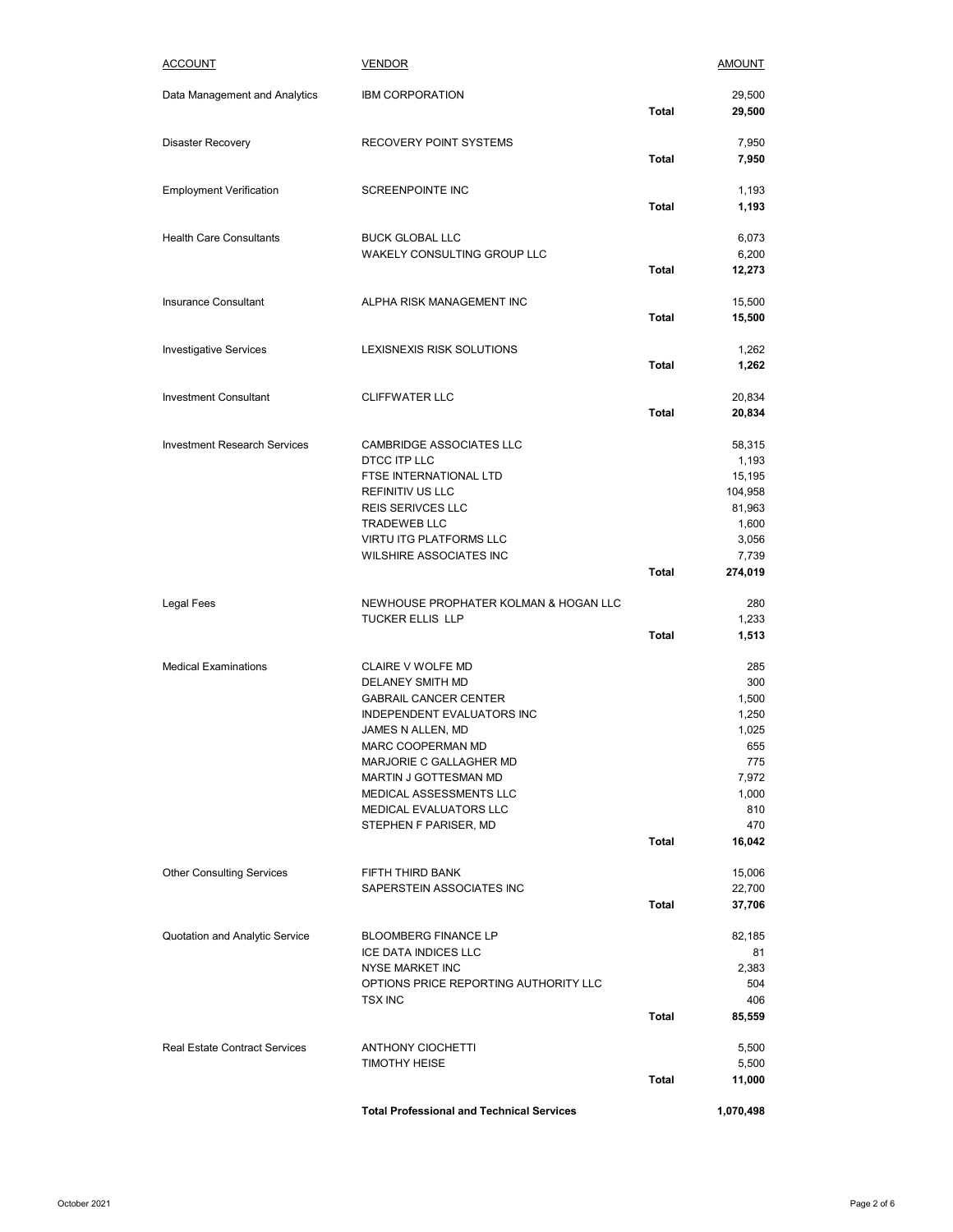| ACCOUNT | VENDOR | | AMOUNT |
|---|---|---|---|
| Data Management and Analytics | IBM CORPORATION | | 29,500 |
| | | **Total** | **29,500** |
| Disaster Recovery | RECOVERY POINT SYSTEMS | | 7,950 |
| | | **Total** | **7,950** |
| Employment Verification | SCREENPOINTE INC | | 1,193 |
| | | **Total** | **1,193** |
| Health Care Consultants | BUCK GLOBAL LLC | | 6,073 |
| | WAKELY CONSULTING GROUP LLC | | 6,200 |
| | | **Total** | **12,273** |
| Insurance Consultant | ALPHA RISK MANAGEMENT INC | | 15,500 |
| | | **Total** | **15,500** |
| Investigative Services | LEXISNEXIS RISK SOLUTIONS | | 1,262 |
| | | **Total** | **1,262** |
| Investment Consultant | CLIFFWATER LLC | | 20,834 |
| | | **Total** | **20,834** |
| Investment Research Services | CAMBRIDGE ASSOCIATES LLC | | 58,315 |
| | DTCC ITP LLC | | 1,193 |
| | FTSE INTERNATIONAL LTD | | 15,195 |
| | REFINITIV US LLC | | 104,958 |
| | REIS SERIVCES LLC | | 81,963 |
| | TRADEWEB LLC | | 1,600 |
| | VIRTU ITG PLATFORMS LLC | | 3,056 |
| | WILSHIRE ASSOCIATES INC | | 7,739 |
| | | **Total** | **274,019** |
| Legal Fees | NEWHOUSE PROPHATER KOLMAN & HOGAN LLC | | 280 |
| | TUCKER ELLIS LLP | | 1,233 |
| | | **Total** | **1,513** |
| Medical Examinations | CLAIRE V WOLFE MD | | 285 |
| | DELANEY SMITH MD | | 300 |
| | GABRAIL CANCER CENTER | | 1,500 |
| | INDEPENDENT EVALUATORS INC | | 1,250 |
| | JAMES N ALLEN, MD | | 1,025 |
| | MARC COOPERMAN MD | | 655 |
| | MARJORIE C GALLAGHER MD | | 775 |
| | MARTIN J GOTTESMAN MD | | 7,972 |
| | MEDICAL ASSESSMENTS LLC | | 1,000 |
| | MEDICAL EVALUATORS LLC | | 810 |
| | STEPHEN F PARISER, MD | | 470 |
| | | **Total** | **16,042** |
| Other Consulting Services | FIFTH THIRD BANK | | 15,006 |
| | SAPERSTEIN ASSOCIATES INC | | 22,700 |
| | | **Total** | **37,706** |
| Quotation and Analytic Service | BLOOMBERG FINANCE LP | | 82,185 |
| | ICE DATA INDICES LLC | | 81 |
| | NYSE MARKET INC | | 2,383 |
| | OPTIONS PRICE REPORTING AUTHORITY LLC | | 504 |
| | TSX INC | | 406 |
| | | **Total** | **85,559** |
| Real Estate Contract Services | ANTHONY CIOCHETTI | | 5,500 |
| | TIMOTHY HEISE | | 5,500 |
| | | **Total** | **11,000** |
| | **Total Professional and Technical Services** | | **1,070,498** |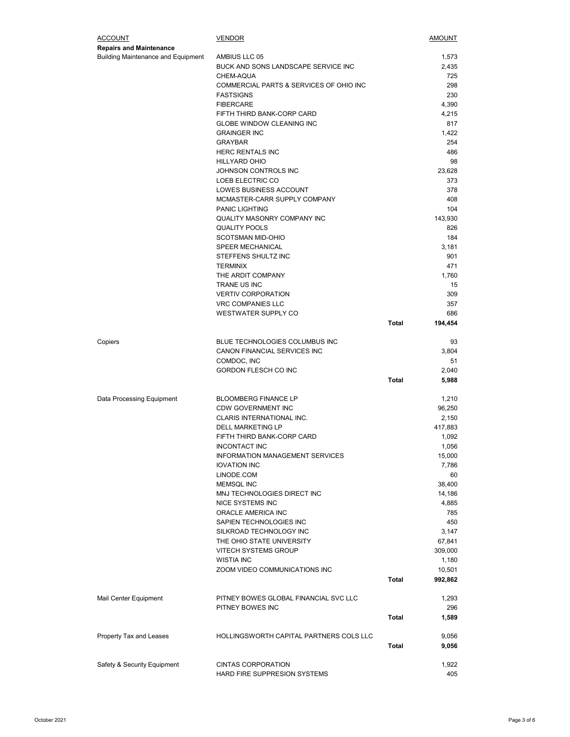| ACCOUNT | VENDOR | | AMOUNT |
|---|---|---|---|
| **Repairs and Maintenance** | | | |
| Building Maintenance and Equipment | AMBIUS LLC 05 | | 1,573 |
| | BUCK AND SONS LANDSCAPE SERVICE INC | | 2,435 |
| | CHEM-AQUA | | 725 |
| | COMMERCIAL PARTS & SERVICES OF OHIO INC | | 298 |
| | FASTSIGNS | | 230 |
| | FIBERCARE | | 4,390 |
| | FIFTH THIRD BANK-CORP CARD | | 4,215 |
| | GLOBE WINDOW CLEANING INC | | 817 |
| | GRAINGER INC | | 1,422 |
| | GRAYBAR | | 254 |
| | HERC RENTALS INC | | 486 |
| | HILLYARD OHIO | | 98 |
| | JOHNSON CONTROLS INC | | 23,628 |
| | LOEB ELECTRIC CO | | 373 |
| | LOWES BUSINESS ACCOUNT | | 378 |
| | MCMASTER-CARR SUPPLY COMPANY | | 408 |
| | PANIC LIGHTING | | 104 |
| | QUALITY MASONRY COMPANY INC | | 143,930 |
| | QUALITY POOLS | | 826 |
| | SCOTSMAN MID-OHIO | | 184 |
| | SPEER MECHANICAL | | 3,181 |
| | STEFFENS SHULTZ INC | | 901 |
| | TERMINIX | | 471 |
| | THE ARDIT COMPANY | | 1,760 |
| | TRANE US INC | | 15 |
| | VERTIV CORPORATION | | 309 |
| | VRC COMPANIES LLC | | 357 |
| | WESTWATER SUPPLY CO | | 686 |
| | | **Total** | **194,454** |
| Copiers | BLUE TECHNOLOGIES COLUMBUS INC | | 93 |
| | CANON FINANCIAL SERVICES INC | | 3,804 |
| | COMDOC, INC | | 51 |
| | GORDON FLESCH CO INC | | 2,040 |
| | | **Total** | **5,988** |
| Data Processing Equipment | BLOOMBERG FINANCE LP | | 1,210 |
| | CDW GOVERNMENT INC | | 96,250 |
| | CLARIS INTERNATIONAL INC. | | 2,150 |
| | DELL MARKETING LP | | 417,883 |
| | FIFTH THIRD BANK-CORP CARD | | 1,092 |
| | INCONTACT INC | | 1,056 |
| | INFORMATION MANAGEMENT SERVICES | | 15,000 |
| | IOVATION INC | | 7,786 |
| | LINODE.COM | | 60 |
| | MEMSQL INC | | 38,400 |
| | MNJ TECHNOLOGIES DIRECT INC | | 14,186 |
| | NICE SYSTEMS INC | | 4,885 |
| | ORACLE AMERICA INC | | 785 |
| | SAPIEN TECHNOLOGIES INC | | 450 |
| | SILKROAD TECHNOLOGY INC | | 3,147 |
| | THE OHIO STATE UNIVERSITY | | 67,841 |
| | VITECH SYSTEMS GROUP | | 309,000 |
| | WISTIA INC | | 1,180 |
| | ZOOM VIDEO COMMUNICATIONS INC | | 10,501 |
| | | **Total** | **992,862** |
| Mail Center Equipment | PITNEY BOWES GLOBAL FINANCIAL SVC LLC | | 1,293 |
| | PITNEY BOWES INC | | 296 |
| | | **Total** | **1,589** |
| Property Tax and Leases | HOLLINGSWORTH CAPITAL PARTNERS COLS LLC | | 9,056 |
| | | **Total** | **9,056** |
| Safety & Security Equipment | CINTAS CORPORATION | | 1,922 |
| | HARD FIRE SUPPRESION SYSTEMS | | 405 |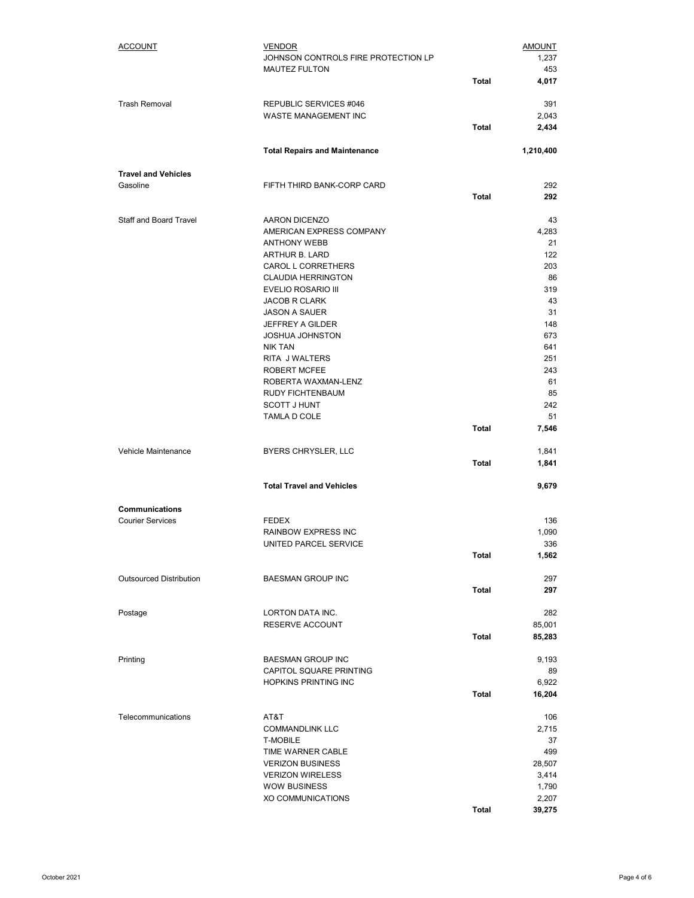| ACCOUNT | VENDOR | | AMOUNT |
|---|---|---|---|
| | JOHNSON CONTROLS FIRE PROTECTION LP | | 1,237 |
| | MAUTEZ FULTON | | 453 |
| | | **Total** | **4,017** |
| | | | |
| Trash Removal | REPUBLIC SERVICES #046 | | 391 |
| | WASTE MANAGEMENT INC | | 2,043 |
| | | **Total** | **2,434** |
| | | | |
| | **Total Repairs and Maintenance** | | **1,210,400** |
| | | | |
| **Travel and Vehicles** | | | |
| Gasoline | FIFTH THIRD BANK-CORP CARD | | 292 |
| | | **Total** | **292** |
| | | | |
| Staff and Board Travel | AARON DICENZO | | 43 |
| | AMERICAN EXPRESS COMPANY | | 4,283 |
| | ANTHONY WEBB | | 21 |
| | ARTHUR B. LARD | | 122 |
| | CAROL L CORRETHERS | | 203 |
| | CLAUDIA HERRINGTON | | 86 |
| | EVELIO ROSARIO III | | 319 |
| | JACOB R CLARK | | 43 |
| | JASON A SAUER | | 31 |
| | JEFFREY A GILDER | | 148 |
| | JOSHUA JOHNSTON | | 673 |
| | NIK TAN | | 641 |
| | RITA J WALTERS | | 251 |
| | ROBERT MCFEE | | 243 |
| | ROBERTA WAXMAN-LENZ | | 61 |
| | RUDY FICHTENBAUM | | 85 |
| | SCOTT J HUNT | | 242 |
| | TAMLA D COLE | | 51 |
| | | **Total** | **7,546** |
| | | | |
| Vehicle Maintenance | BYERS CHRYSLER, LLC | | 1,841 |
| | | **Total** | **1,841** |
| | | | |
| | **Total Travel and Vehicles** | | **9,679** |
| | | | |
| **Communications** | | | |
| Courier Services | FEDEX | | 136 |
| | RAINBOW EXPRESS INC | | 1,090 |
| | UNITED PARCEL SERVICE | | 336 |
| | | **Total** | **1,562** |
| | | | |
| Outsourced Distribution | BAESMAN GROUP INC | | 297 |
| | | **Total** | **297** |
| | | | |
| Postage | LORTON DATA INC. | | 282 |
| | RESERVE ACCOUNT | | 85,001 |
| | | **Total** | **85,283** |
| | | | |
| Printing | BAESMAN GROUP INC | | 9,193 |
| | CAPITOL SQUARE PRINTING | | 89 |
| | HOPKINS PRINTING INC | | 6,922 |
| | | **Total** | **16,204** |
| | | | |
| Telecommunications | AT&T | | 106 |
| | COMMANDLINK LLC | | 2,715 |
| | T-MOBILE | | 37 |
| | TIME WARNER CABLE | | 499 |
| | VERIZON BUSINESS | | 28,507 |
| | VERIZON WIRELESS | | 3,414 |
| | WOW BUSINESS | | 1,790 |
| | XO COMMUNICATIONS | | 2,207 |
| | | **Total** | **39,275** |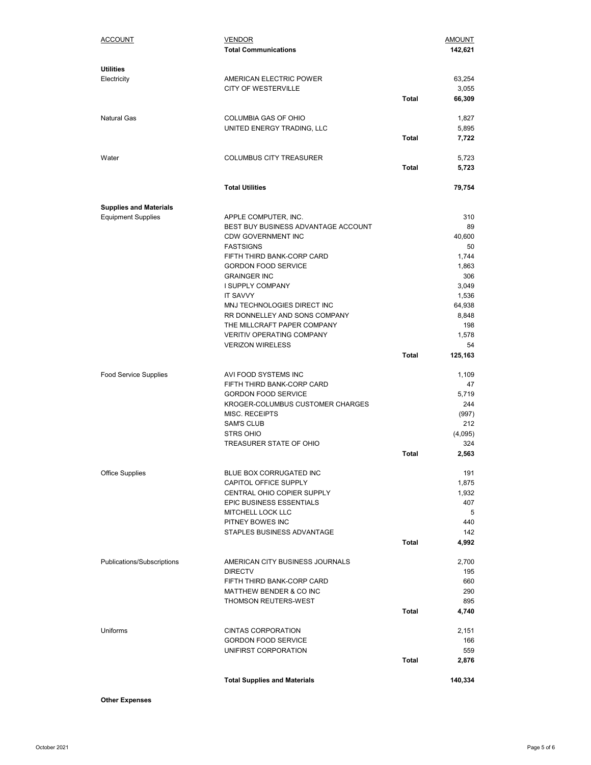| ACCOUNT | VENDOR | | AMOUNT |
|---|---|---|---|
| | **Total Communications** | | **142,621** |
| **Utilities** | | | |
| Electricity | AMERICAN ELECTRIC POWER | | 63,254 |
| | CITY OF WESTERVILLE | | 3,055 |
| | | **Total** | **66,309** |
| Natural Gas | COLUMBIA GAS OF OHIO | | 1,827 |
| | UNITED ENERGY TRADING, LLC | | 5,895 |
| | | **Total** | **7,722** |
| Water | COLUMBUS CITY TREASURER | | 5,723 |
| | | **Total** | **5,723** |
| | **Total Utilities** | | **79,754** |
| **Supplies and Materials** | | | |
| Equipment Supplies | APPLE COMPUTER, INC. | | 310 |
| | BEST BUY BUSINESS ADVANTAGE ACCOUNT | | 89 |
| | CDW GOVERNMENT INC | | 40,600 |
| | FASTSIGNS | | 50 |
| | FIFTH THIRD BANK-CORP CARD | | 1,744 |
| | GORDON FOOD SERVICE | | 1,863 |
| | GRAINGER INC | | 306 |
| | I SUPPLY COMPANY | | 3,049 |
| | IT SAVVY | | 1,536 |
| | MNJ TECHNOLOGIES DIRECT INC | | 64,938 |
| | RR DONNELLEY AND SONS COMPANY | | 8,848 |
| | THE MILLCRAFT PAPER COMPANY | | 198 |
| | VERITIV OPERATING COMPANY | | 1,578 |
| | VERIZON WIRELESS | | 54 |
| | | **Total** | **125,163** |
| Food Service Supplies | AVI FOOD SYSTEMS INC | | 1,109 |
| | FIFTH THIRD BANK-CORP CARD | | 47 |
| | GORDON FOOD SERVICE | | 5,719 |
| | KROGER-COLUMBUS CUSTOMER CHARGES | | 244 |
| | MISC. RECEIPTS | | (997) |
| | SAM'S CLUB | | 212 |
| | STRS OHIO | | (4,095) |
| | TREASURER STATE OF OHIO | | 324 |
| | | **Total** | **2,563** |
| Office Supplies | BLUE BOX CORRUGATED INC | | 191 |
| | CAPITOL OFFICE SUPPLY | | 1,875 |
| | CENTRAL OHIO COPIER SUPPLY | | 1,932 |
| | EPIC BUSINESS ESSENTIALS | | 407 |
| | MITCHELL LOCK LLC | | 5 |
| | PITNEY BOWES INC | | 440 |
| | STAPLES BUSINESS ADVANTAGE | | 142 |
| | | **Total** | **4,992** |
| Publications/Subscriptions | AMERICAN CITY BUSINESS JOURNALS | | 2,700 |
| | DIRECTV | | 195 |
| | FIFTH THIRD BANK-CORP CARD | | 660 |
| | MATTHEW BENDER & CO INC | | 290 |
| | THOMSON REUTERS-WEST | | 895 |
| | | **Total** | **4,740** |
| Uniforms | CINTAS CORPORATION | | 2,151 |
| | GORDON FOOD SERVICE | | 166 |
| | UNIFIRST CORPORATION | | 559 |
| | | **Total** | **2,876** |
| | **Total Supplies and Materials** | | **140,334** |
| **Other Expenses** | | | |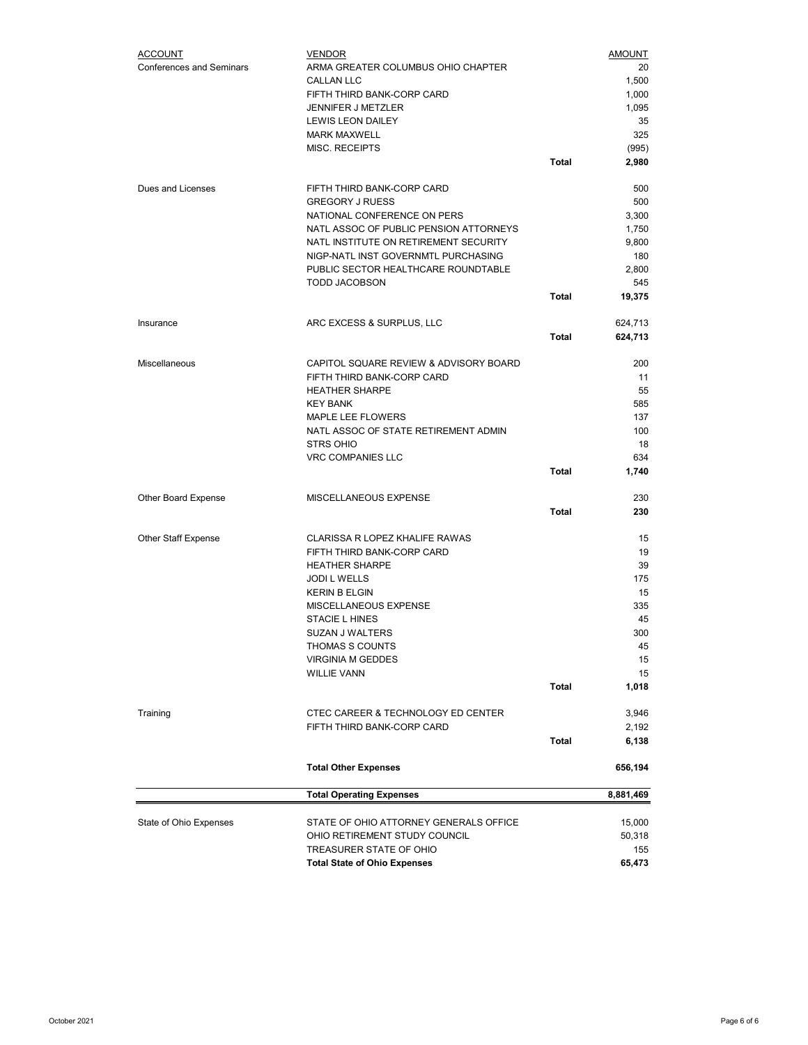| ACCOUNT | VENDOR | | AMOUNT |
|---|---|---|---|
| Conferences and Seminars | ARMA GREATER COLUMBUS OHIO CHAPTER | | 20 |
| | CALLAN LLC | | 1,500 |
| | FIFTH THIRD BANK-CORP CARD | | 1,000 |
| | JENNIFER J METZLER | | 1,095 |
| | LEWIS LEON DAILEY | | 35 |
| | MARK MAXWELL | | 325 |
| | MISC. RECEIPTS | | (995) |
| | | **Total** | **2,980** |
| Dues and Licenses | FIFTH THIRD BANK-CORP CARD | | 500 |
| | GREGORY J RUESS | | 500 |
| | NATIONAL CONFERENCE ON PERS | | 3,300 |
| | NATL ASSOC OF PUBLIC PENSION ATTORNEYS | | 1,750 |
| | NATL INSTITUTE ON RETIREMENT SECURITY | | 9,800 |
| | NIGP-NATL INST GOVERNMTL PURCHASING | | 180 |
| | PUBLIC SECTOR HEALTHCARE ROUNDTABLE | | 2,800 |
| | TODD JACOBSON | | 545 |
| | | **Total** | **19,375** |
| Insurance | ARC EXCESS & SURPLUS, LLC | | 624,713 |
| | | **Total** | **624,713** |
| Miscellaneous | CAPITOL SQUARE REVIEW & ADVISORY BOARD | | 200 |
| | FIFTH THIRD BANK-CORP CARD | | 11 |
| | HEATHER SHARPE | | 55 |
| | KEY BANK | | 585 |
| | MAPLE LEE FLOWERS | | 137 |
| | NATL ASSOC OF STATE RETIREMENT ADMIN | | 100 |
| | STRS OHIO | | 18 |
| | VRC COMPANIES LLC | | 634 |
| | | **Total** | **1,740** |
| Other Board Expense | MISCELLANEOUS EXPENSE | | 230 |
| | | **Total** | **230** |
| Other Staff Expense | CLARISSA R LOPEZ KHALIFE RAWAS | | 15 |
| | FIFTH THIRD BANK-CORP CARD | | 19 |
| | HEATHER SHARPE | | 39 |
| | JODI L WELLS | | 175 |
| | KERIN B ELGIN | | 15 |
| | MISCELLANEOUS EXPENSE | | 335 |
| | STACIE L HINES | | 45 |
| | SUZAN J WALTERS | | 300 |
| | THOMAS S COUNTS | | 45 |
| | VIRGINIA M GEDDES | | 15 |
| | WILLIE VANN | | 15 |
| | | **Total** | **1,018** |
| Training | CTEC CAREER & TECHNOLOGY ED CENTER | | 3,946 |
| | FIFTH THIRD BANK-CORP CARD | | 2,192 |
| | | **Total** | **6,138** |
| | **Total Other Expenses** | | **656,194** |
| | **Total Operating Expenses** | | **8,881,469** |
| State of Ohio Expenses | STATE OF OHIO ATTORNEY GENERALS OFFICE | | 15,000 |
| | OHIO RETIREMENT STUDY COUNCIL | | 50,318 |
| | TREASURER STATE OF OHIO | | 155 |
| | **Total State of Ohio Expenses** | | **65,473** |